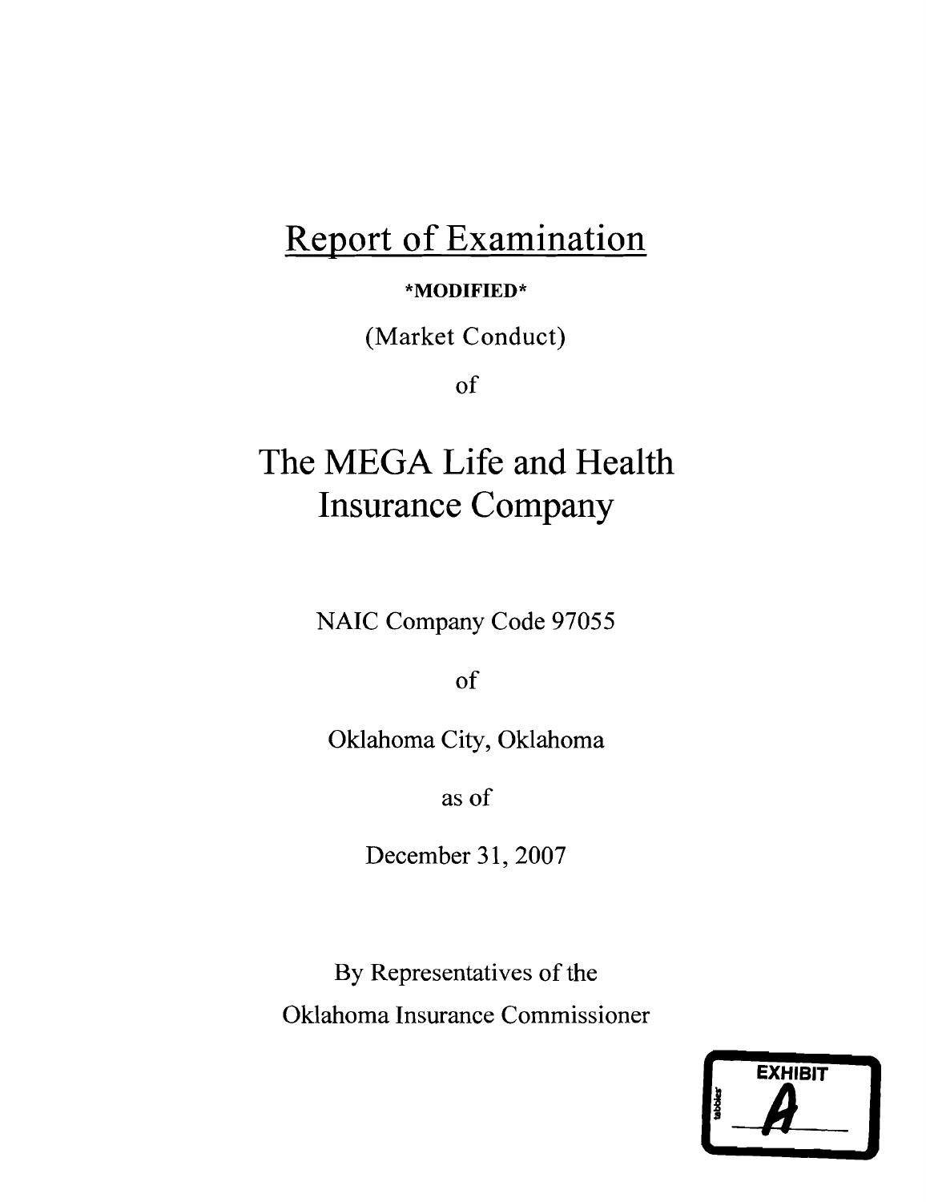# Report of Examination

**\*MODIFIED\***

(Market Conduct)

of

# The MEGA Life and Health Insurance Company

NAIC Company Code 97055

of

Oklahoma City, Oklahoma

as of

December 31, 2007

By Representatives of the

Oklahoma Insurance Commissioner

EXHIBIT

A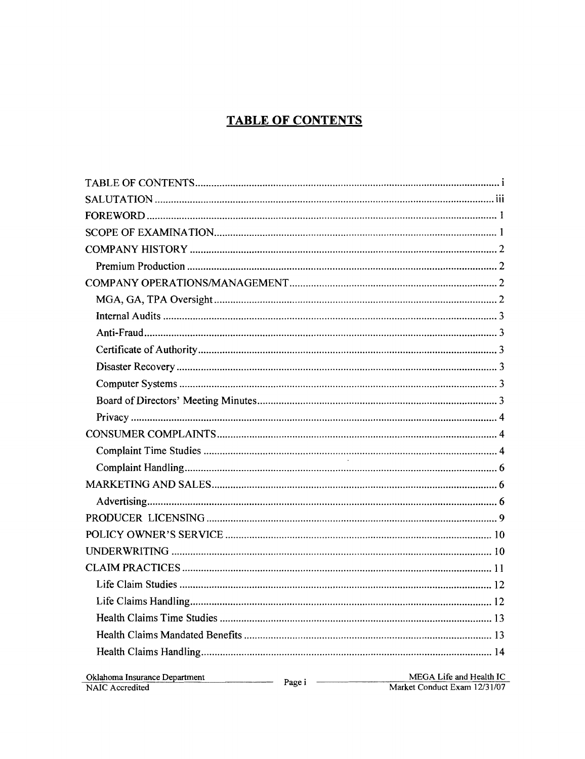# TABLE OF CONTENTS

TABLE OF CONTENTS ..... i
SALUTATION ..... iii
FOREWORD ..... 1
SCOPE OF EXAMINATION ..... 1
COMPANY HISTORY ..... 2
  Premium Production ..... 2
COMPANY OPERATIONS/MANAGEMENT ..... 2
  MGA, GA, TPA Oversight ..... 2
  Internal Audits ..... 3
  Anti-Fraud ..... 3
  Certificate of Authority ..... 3
  Disaster Recovery ..... 3
  Computer Systems ..... 3
  Board of Directors' Meeting Minutes ..... 3
  Privacy ..... 4
CONSUMER COMPLAINTS ..... 4
  Complaint Time Studies ..... 4
  Complaint Handling ..... 6
MARKETING AND SALES ..... 6
  Advertising ..... 6
PRODUCER LICENSING ..... 9
POLICY OWNER'S SERVICE ..... 10
UNDERWRITING ..... 10
CLAIM PRACTICES ..... 11
  Life Claim Studies ..... 12
  Life Claims Handling ..... 12
  Health Claims Time Studies ..... 13
  Health Claims Mandated Benefits ..... 13
  Health Claims Handling ..... 14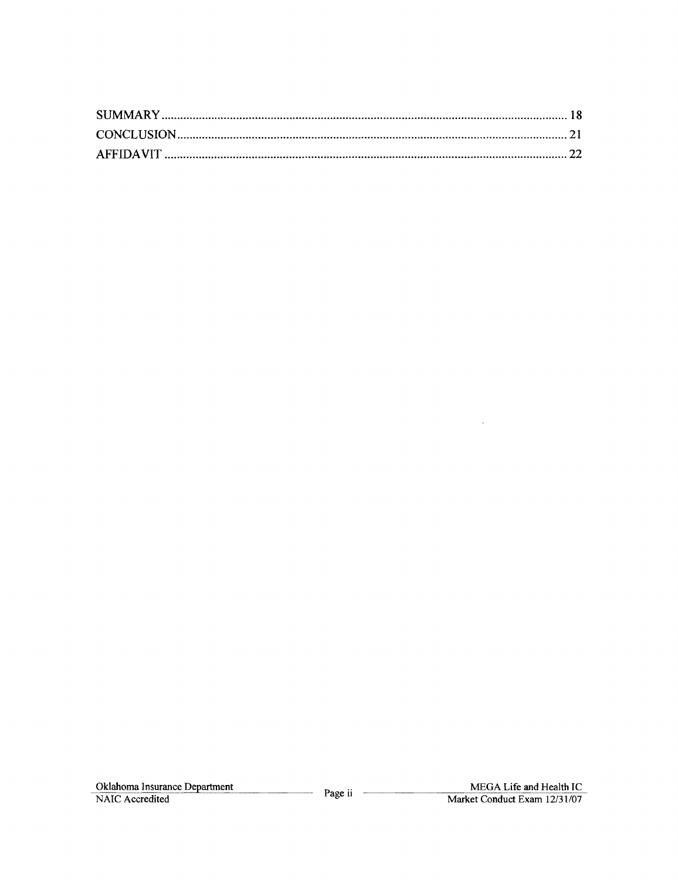SUMMARY .................................................................................................................... 18

CONCLUSION ............................................................................................................. 21

AFFIDAVIT ................................................................................................................. 22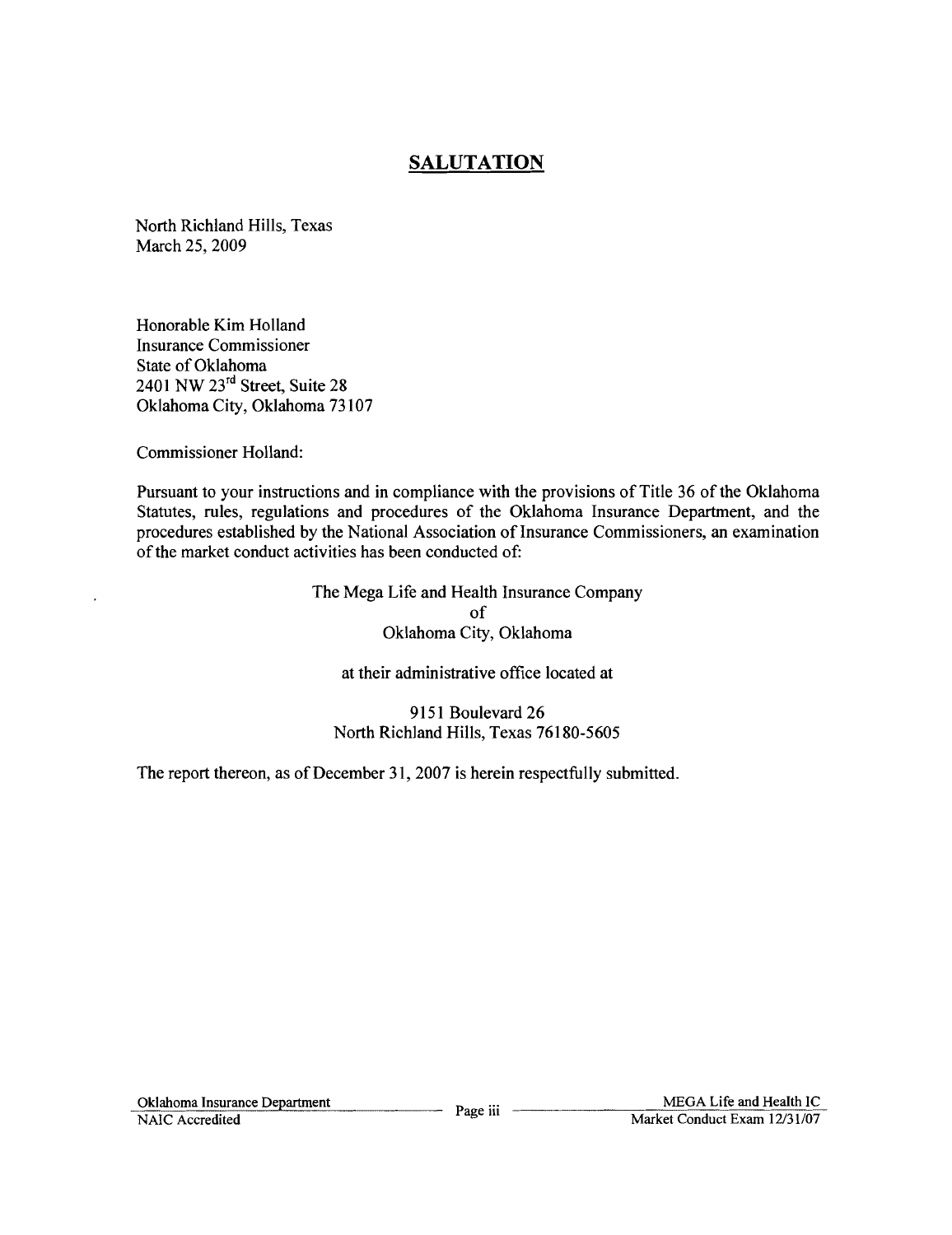# SALUTATION

North Richland Hills, Texas
March 25, 2009

Honorable Kim Holland
Insurance Commissioner
State of Oklahoma
2401 NW 23rd Street, Suite 28
Oklahoma City, Oklahoma 73107

Commissioner Holland:

Pursuant to your instructions and in compliance with the provisions of Title 36 of the Oklahoma Statutes, rules, regulations and procedures of the Oklahoma Insurance Department, and the procedures established by the National Association of Insurance Commissioners, an examination of the market conduct activities has been conducted of:

The Mega Life and Health Insurance Company
of
Oklahoma City, Oklahoma

at their administrative office located at

9151 Boulevard 26
North Richland Hills, Texas 76180-5605

The report thereon, as of December 31, 2007 is herein respectfully submitted.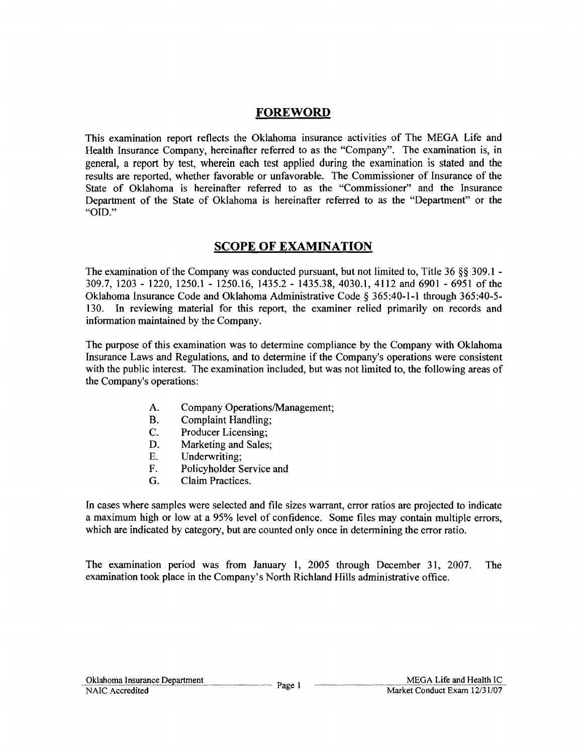## FOREWORD

This examination report reflects the Oklahoma insurance activities of The MEGA Life and Health Insurance Company, hereinafter referred to as the "Company". The examination is, in general, a report by test, wherein each test applied during the examination is stated and the results are reported, whether favorable or unfavorable. The Commissioner of Insurance of the State of Oklahoma is hereinafter referred to as the "Commissioner" and the Insurance Department of the State of Oklahoma is hereinafter referred to as the "Department" or the "OID."

## SCOPE OF EXAMINATION

The examination of the Company was conducted pursuant, but not limited to, Title 36 §§ 309.1 - 309.7, 1203 - 1220, 1250.1 - 1250.16, 1435.2 - 1435.38, 4030.1, 4112 and 6901 - 6951 of the Oklahoma Insurance Code and Oklahoma Administrative Code § 365:40-1-1 through 365:40-5-130. In reviewing material for this report, the examiner relied primarily on records and information maintained by the Company.

The purpose of this examination was to determine compliance by the Company with Oklahoma Insurance Laws and Regulations, and to determine if the Company's operations were consistent with the public interest. The examination included, but was not limited to, the following areas of the Company's operations:

A. Company Operations/Management;
B. Complaint Handling;
C. Producer Licensing;
D. Marketing and Sales;
E. Underwriting;
F. Policyholder Service and
G. Claim Practices.

In cases where samples were selected and file sizes warrant, error ratios are projected to indicate a maximum high or low at a 95% level of confidence. Some files may contain multiple errors, which are indicated by category, but are counted only once in determining the error ratio.

The examination period was from January 1, 2005 through December 31, 2007. The examination took place in the Company's North Richland Hills administrative office.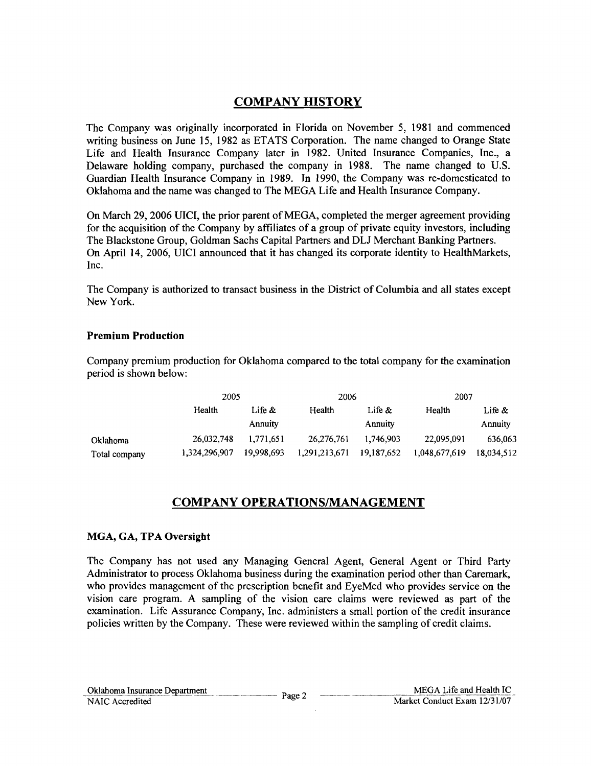## COMPANY HISTORY

The Company was originally incorporated in Florida on November 5, 1981 and commenced writing business on June 15, 1982 as ETATS Corporation. The name changed to Orange State Life and Health Insurance Company later in 1982. United Insurance Companies, Inc., a Delaware holding company, purchased the company in 1988. The name changed to U.S. Guardian Health Insurance Company in 1989. In 1990, the Company was re-domesticated to Oklahoma and the name was changed to The MEGA Life and Health Insurance Company.

On March 29, 2006 UICI, the prior parent of MEGA, completed the merger agreement providing for the acquisition of the Company by affiliates of a group of private equity investors, including The Blackstone Group, Goldman Sachs Capital Partners and DLJ Merchant Banking Partners. On April 14, 2006, UICI announced that it has changed its corporate identity to HealthMarkets, Inc.

The Company is authorized to transact business in the District of Columbia and all states except New York.

### Premium Production

Company premium production for Oklahoma compared to the total company for the examination period is shown below:

| | 2005 | | 2006 | | 2007 | |
|---|---|---|---|---|---|---|
| | Health | Life & Annuity | Health | Life & Annuity | Health | Life & Annuity |
| Oklahoma | 26,032,748 | 1,771,651 | 26,276,761 | 1,746,903 | 22,095,091 | 636,063 |
| Total company | 1,324,296,907 | 19,998,693 | 1,291,213,671 | 19,187,652 | 1,048,677,619 | 18,034,512 |

## COMPANY OPERATIONS/MANAGEMENT

### MGA, GA, TPA Oversight

The Company has not used any Managing General Agent, General Agent or Third Party Administrator to process Oklahoma business during the examination period other than Caremark, who provides management of the prescription benefit and EyeMed who provides service on the vision care program. A sampling of the vision care claims were reviewed as part of the examination. Life Assurance Company, Inc. administers a small portion of the credit insurance policies written by the Company. These were reviewed within the sampling of credit claims.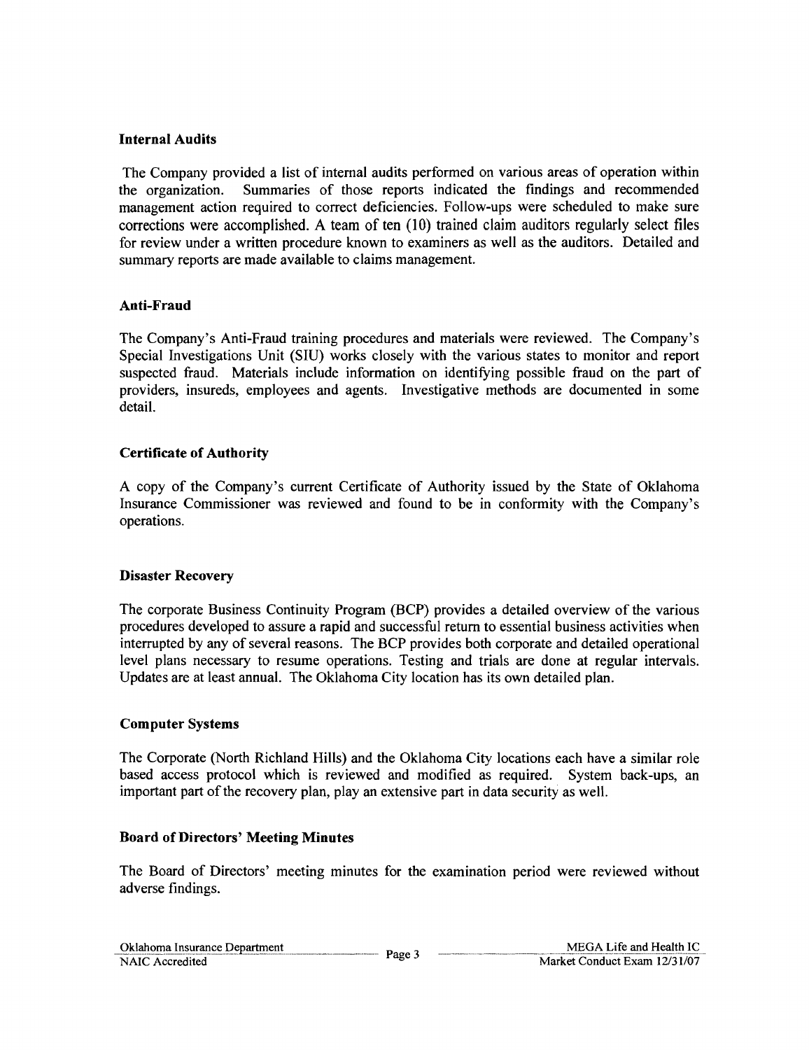### Internal Audits

The Company provided a list of internal audits performed on various areas of operation within the organization. Summaries of those reports indicated the findings and recommended management action required to correct deficiencies. Follow-ups were scheduled to make sure corrections were accomplished. A team of ten (10) trained claim auditors regularly select files for review under a written procedure known to examiners as well as the auditors. Detailed and summary reports are made available to claims management.

### Anti-Fraud

The Company's Anti-Fraud training procedures and materials were reviewed. The Company's Special Investigations Unit (SIU) works closely with the various states to monitor and report suspected fraud. Materials include information on identifying possible fraud on the part of providers, insureds, employees and agents. Investigative methods are documented in some detail.

### Certificate of Authority

A copy of the Company's current Certificate of Authority issued by the State of Oklahoma Insurance Commissioner was reviewed and found to be in conformity with the Company's operations.

### Disaster Recovery

The corporate Business Continuity Program (BCP) provides a detailed overview of the various procedures developed to assure a rapid and successful return to essential business activities when interrupted by any of several reasons. The BCP provides both corporate and detailed operational level plans necessary to resume operations. Testing and trials are done at regular intervals. Updates are at least annual. The Oklahoma City location has its own detailed plan.

### Computer Systems

The Corporate (North Richland Hills) and the Oklahoma City locations each have a similar role based access protocol which is reviewed and modified as required. System back-ups, an important part of the recovery plan, play an extensive part in data security as well.

### Board of Directors' Meeting Minutes

The Board of Directors' meeting minutes for the examination period were reviewed without adverse findings.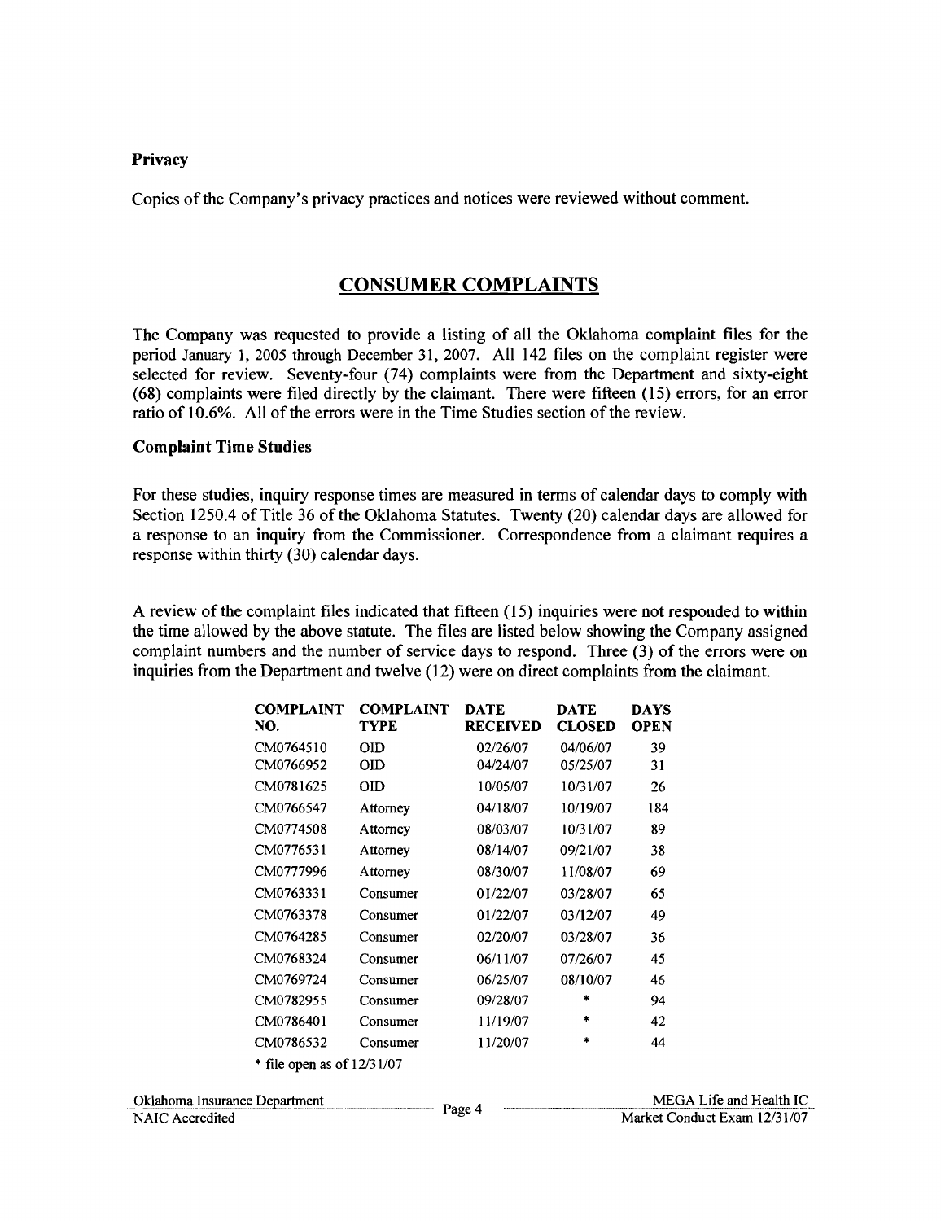### Privacy

Copies of the Company's privacy practices and notices were reviewed without comment.

## CONSUMER COMPLAINTS

The Company was requested to provide a listing of all the Oklahoma complaint files for the period January 1, 2005 through December 31, 2007. All 142 files on the complaint register were selected for review. Seventy-four (74) complaints were from the Department and sixty-eight (68) complaints were filed directly by the claimant. There were fifteen (15) errors, for an error ratio of 10.6%. All of the errors were in the Time Studies section of the review.

### Complaint Time Studies

For these studies, inquiry response times are measured in terms of calendar days to comply with Section 1250.4 of Title 36 of the Oklahoma Statutes. Twenty (20) calendar days are allowed for a response to an inquiry from the Commissioner. Correspondence from a claimant requires a response within thirty (30) calendar days.

A review of the complaint files indicated that fifteen (15) inquiries were not responded to within the time allowed by the above statute. The files are listed below showing the Company assigned complaint numbers and the number of service days to respond. Three (3) of the errors were on inquiries from the Department and twelve (12) were on direct complaints from the claimant.

| COMPLAINT NO. | COMPLAINT TYPE | DATE RECEIVED | DATE CLOSED | DAYS OPEN |
|---|---|---|---|---|
| CM0764510 | OID | 02/26/07 | 04/06/07 | 39 |
| CM0766952 | OID | 04/24/07 | 05/25/07 | 31 |
| CM0781625 | OID | 10/05/07 | 10/31/07 | 26 |
| CM0766547 | Attorney | 04/18/07 | 10/19/07 | 184 |
| CM0774508 | Attorney | 08/03/07 | 10/31/07 | 89 |
| CM0776531 | Attorney | 08/14/07 | 09/21/07 | 38 |
| CM0777996 | Attorney | 08/30/07 | 11/08/07 | 69 |
| CM0763331 | Consumer | 01/22/07 | 03/28/07 | 65 |
| CM0763378 | Consumer | 01/22/07 | 03/12/07 | 49 |
| CM0764285 | Consumer | 02/20/07 | 03/28/07 | 36 |
| CM0768324 | Consumer | 06/11/07 | 07/26/07 | 45 |
| CM0769724 | Consumer | 06/25/07 | 08/10/07 | 46 |
| CM0782955 | Consumer | 09/28/07 | * | 94 |
| CM0786401 | Consumer | 11/19/07 | * | 42 |
| CM0786532 | Consumer | 11/20/07 | * | 44 |

* file open as of 12/31/07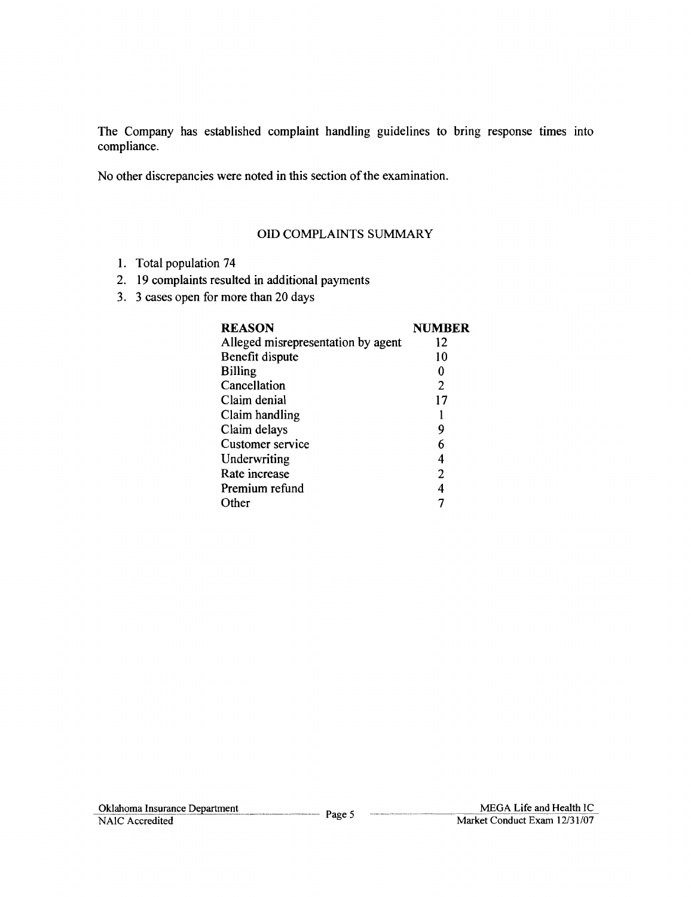The Company has established complaint handling guidelines to bring response times into compliance.

No other discrepancies were noted in this section of the examination.

## OID COMPLAINTS SUMMARY

1. Total population 74
2. 19 complaints resulted in additional payments
3. 3 cases open for more than 20 days

| **REASON** | **NUMBER** |
|---|---|
| Alleged misrepresentation by agent | 12 |
| Benefit dispute | 10 |
| Billing | 0 |
| Cancellation | 2 |
| Claim denial | 17 |
| Claim handling | 1 |
| Claim delays | 9 |
| Customer service | 6 |
| Underwriting | 4 |
| Rate increase | 2 |
| Premium refund | 4 |
| Other | 7 |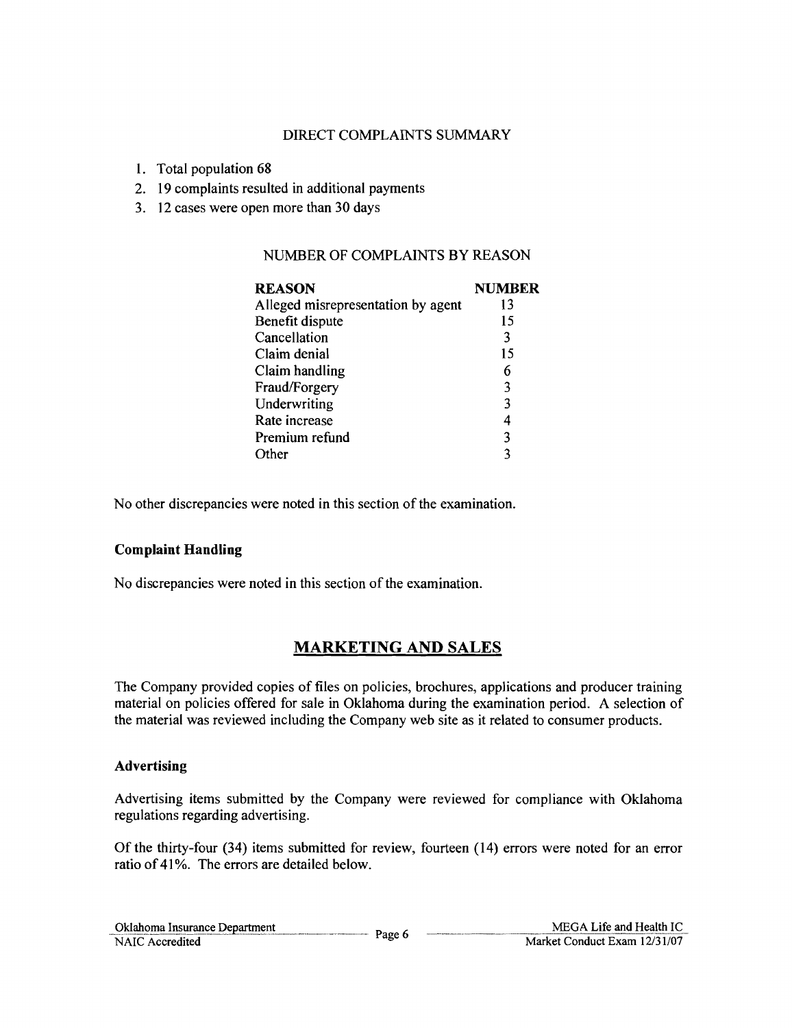DIRECT COMPLAINTS SUMMARY

1. Total population 68
2. 19 complaints resulted in additional payments
3. 12 cases were open more than 30 days

NUMBER OF COMPLAINTS BY REASON

| REASON | NUMBER |
|---|---|
| Alleged misrepresentation by agent | 13 |
| Benefit dispute | 15 |
| Cancellation | 3 |
| Claim denial | 15 |
| Claim handling | 6 |
| Fraud/Forgery | 3 |
| Underwriting | 3 |
| Rate increase | 4 |
| Premium refund | 3 |
| Other | 3 |

No other discrepancies were noted in this section of the examination.

### Complaint Handling

No discrepancies were noted in this section of the examination.

## MARKETING AND SALES

The Company provided copies of files on policies, brochures, applications and producer training material on policies offered for sale in Oklahoma during the examination period. A selection of the material was reviewed including the Company web site as it related to consumer products.

### Advertising

Advertising items submitted by the Company were reviewed for compliance with Oklahoma regulations regarding advertising.

Of the thirty-four (34) items submitted for review, fourteen (14) errors were noted for an error ratio of 41%. The errors are detailed below.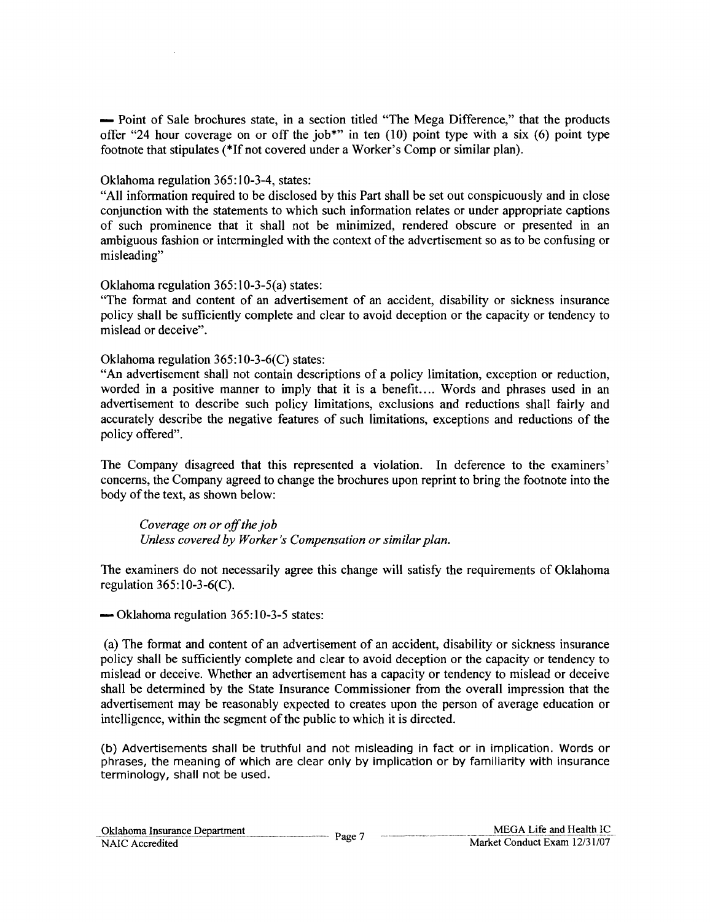— Point of Sale brochures state, in a section titled "The Mega Difference," that the products offer "24 hour coverage on or off the job*" in ten (10) point type with a six (6) point type footnote that stipulates (*If not covered under a Worker's Comp or similar plan).

Oklahoma regulation 365:10-3-4, states:
"All information required to be disclosed by this Part shall be set out conspicuously and in close conjunction with the statements to which such information relates or under appropriate captions of such prominence that it shall not be minimized, rendered obscure or presented in an ambiguous fashion or intermingled with the context of the advertisement so as to be confusing or misleading"

Oklahoma regulation 365:10-3-5(a) states:
"The format and content of an advertisement of an accident, disability or sickness insurance policy shall be sufficiently complete and clear to avoid deception or the capacity or tendency to mislead or deceive".

Oklahoma regulation 365:10-3-6(C) states:
"An advertisement shall not contain descriptions of a policy limitation, exception or reduction, worded in a positive manner to imply that it is a benefit.... Words and phrases used in an advertisement to describe such policy limitations, exclusions and reductions shall fairly and accurately describe the negative features of such limitations, exceptions and reductions of the policy offered".

The Company disagreed that this represented a violation. In deference to the examiners' concerns, the Company agreed to change the brochures upon reprint to bring the footnote into the body of the text, as shown below:

*Coverage on or off the job*
*Unless covered by Worker's Compensation or similar plan.*

The examiners do not necessarily agree this change will satisfy the requirements of Oklahoma regulation 365:10-3-6(C).

— Oklahoma regulation 365:10-3-5 states:

(a) The format and content of an advertisement of an accident, disability or sickness insurance policy shall be sufficiently complete and clear to avoid deception or the capacity or tendency to mislead or deceive. Whether an advertisement has a capacity or tendency to mislead or deceive shall be determined by the State Insurance Commissioner from the overall impression that the advertisement may be reasonably expected to creates upon the person of average education or intelligence, within the segment of the public to which it is directed.

(b) Advertisements shall be truthful and not misleading in fact or in implication. Words or phrases, the meaning of which are clear only by implication or by familiarity with insurance terminology, shall not be used.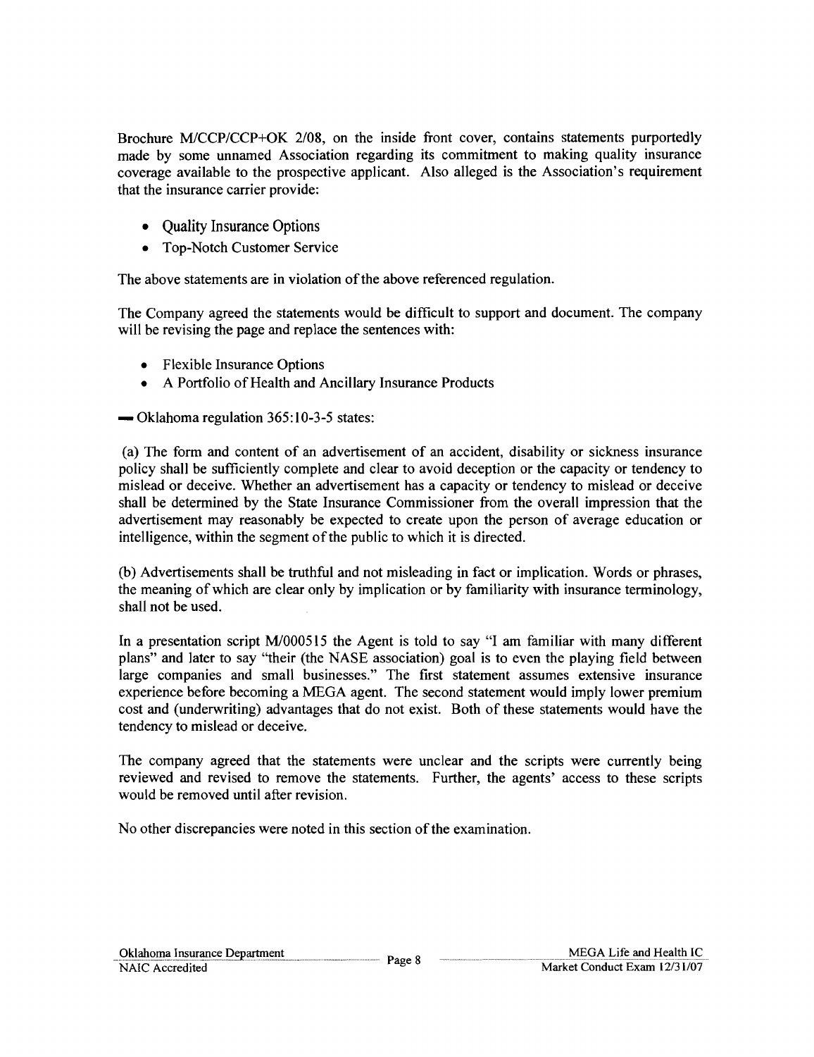Brochure M/CCP/CCP+OK 2/08, on the inside front cover, contains statements purportedly made by some unnamed Association regarding its commitment to making quality insurance coverage available to the prospective applicant. Also alleged is the Association's requirement that the insurance carrier provide:

- Quality Insurance Options
- Top-Notch Customer Service

The above statements are in violation of the above referenced regulation.

The Company agreed the statements would be difficult to support and document. The company will be revising the page and replace the sentences with:

- Flexible Insurance Options
- A Portfolio of Health and Ancillary Insurance Products

— Oklahoma regulation 365:10-3-5 states:

(a) The form and content of an advertisement of an accident, disability or sickness insurance policy shall be sufficiently complete and clear to avoid deception or the capacity or tendency to mislead or deceive. Whether an advertisement has a capacity or tendency to mislead or deceive shall be determined by the State Insurance Commissioner from the overall impression that the advertisement may reasonably be expected to create upon the person of average education or intelligence, within the segment of the public to which it is directed.

(b) Advertisements shall be truthful and not misleading in fact or implication. Words or phrases, the meaning of which are clear only by implication or by familiarity with insurance terminology, shall not be used.

In a presentation script M/000515 the Agent is told to say "I am familiar with many different plans" and later to say "their (the NASE association) goal is to even the playing field between large companies and small businesses." The first statement assumes extensive insurance experience before becoming a MEGA agent. The second statement would imply lower premium cost and (underwriting) advantages that do not exist. Both of these statements would have the tendency to mislead or deceive.

The company agreed that the statements were unclear and the scripts were currently being reviewed and revised to remove the statements. Further, the agents' access to these scripts would be removed until after revision.

No other discrepancies were noted in this section of the examination.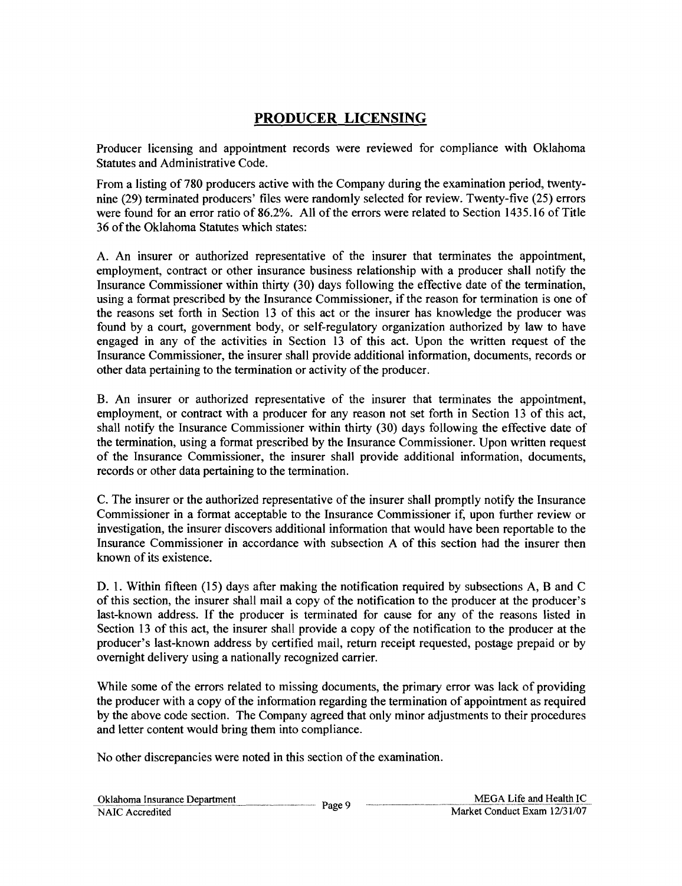## PRODUCER LICENSING

Producer licensing and appointment records were reviewed for compliance with Oklahoma Statutes and Administrative Code.

From a listing of 780 producers active with the Company during the examination period, twenty-nine (29) terminated producers' files were randomly selected for review. Twenty-five (25) errors were found for an error ratio of 86.2%. All of the errors were related to Section 1435.16 of Title 36 of the Oklahoma Statutes which states:

A. An insurer or authorized representative of the insurer that terminates the appointment, employment, contract or other insurance business relationship with a producer shall notify the Insurance Commissioner within thirty (30) days following the effective date of the termination, using a format prescribed by the Insurance Commissioner, if the reason for termination is one of the reasons set forth in Section 13 of this act or the insurer has knowledge the producer was found by a court, government body, or self-regulatory organization authorized by law to have engaged in any of the activities in Section 13 of this act. Upon the written request of the Insurance Commissioner, the insurer shall provide additional information, documents, records or other data pertaining to the termination or activity of the producer.

B. An insurer or authorized representative of the insurer that terminates the appointment, employment, or contract with a producer for any reason not set forth in Section 13 of this act, shall notify the Insurance Commissioner within thirty (30) days following the effective date of the termination, using a format prescribed by the Insurance Commissioner. Upon written request of the Insurance Commissioner, the insurer shall provide additional information, documents, records or other data pertaining to the termination.

C. The insurer or the authorized representative of the insurer shall promptly notify the Insurance Commissioner in a format acceptable to the Insurance Commissioner if, upon further review or investigation, the insurer discovers additional information that would have been reportable to the Insurance Commissioner in accordance with subsection A of this section had the insurer then known of its existence.

D. 1. Within fifteen (15) days after making the notification required by subsections A, B and C of this section, the insurer shall mail a copy of the notification to the producer at the producer's last-known address. If the producer is terminated for cause for any of the reasons listed in Section 13 of this act, the insurer shall provide a copy of the notification to the producer at the producer's last-known address by certified mail, return receipt requested, postage prepaid or by overnight delivery using a nationally recognized carrier.

While some of the errors related to missing documents, the primary error was lack of providing the producer with a copy of the information regarding the termination of appointment as required by the above code section. The Company agreed that only minor adjustments to their procedures and letter content would bring them into compliance.

No other discrepancies were noted in this section of the examination.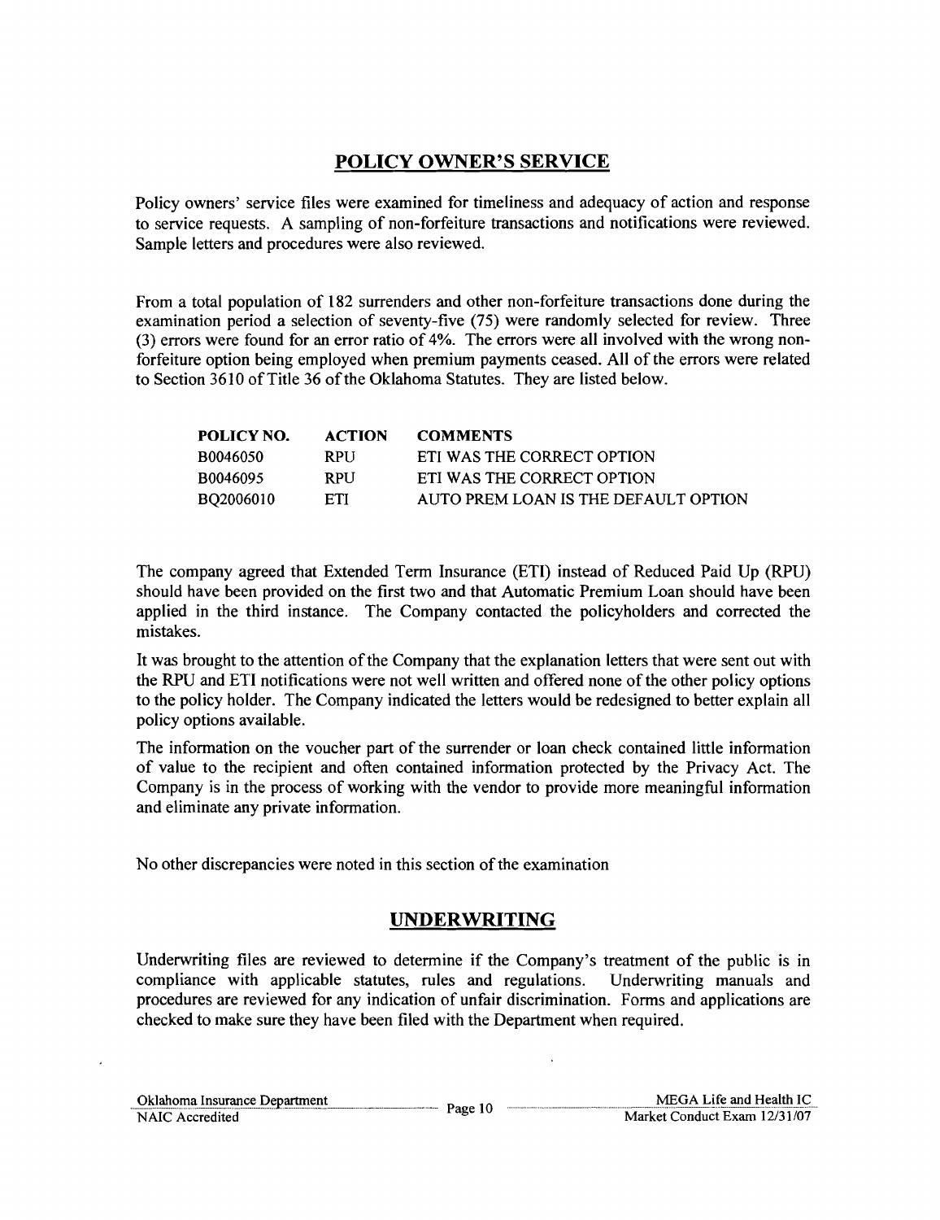## POLICY OWNER'S SERVICE

Policy owners' service files were examined for timeliness and adequacy of action and response to service requests. A sampling of non-forfeiture transactions and notifications were reviewed. Sample letters and procedures were also reviewed.

From a total population of 182 surrenders and other non-forfeiture transactions done during the examination period a selection of seventy-five (75) were randomly selected for review. Three (3) errors were found for an error ratio of 4%. The errors were all involved with the wrong non-forfeiture option being employed when premium payments ceased. All of the errors were related to Section 3610 of Title 36 of the Oklahoma Statutes. They are listed below.

| POLICY NO. | ACTION | COMMENTS |
| --- | --- | --- |
| B0046050 | RPU | ETI WAS THE CORRECT OPTION |
| B0046095 | RPU | ETI WAS THE CORRECT OPTION |
| BQ2006010 | ETI | AUTO PREM LOAN IS THE DEFAULT OPTION |

The company agreed that Extended Term Insurance (ETI) instead of Reduced Paid Up (RPU) should have been provided on the first two and that Automatic Premium Loan should have been applied in the third instance. The Company contacted the policyholders and corrected the mistakes.

It was brought to the attention of the Company that the explanation letters that were sent out with the RPU and ETI notifications were not well written and offered none of the other policy options to the policy holder. The Company indicated the letters would be redesigned to better explain all policy options available.

The information on the voucher part of the surrender or loan check contained little information of value to the recipient and often contained information protected by the Privacy Act. The Company is in the process of working with the vendor to provide more meaningful information and eliminate any private information.

No other discrepancies were noted in this section of the examination

## UNDERWRITING

Underwriting files are reviewed to determine if the Company's treatment of the public is in compliance with applicable statutes, rules and regulations. Underwriting manuals and procedures are reviewed for any indication of unfair discrimination. Forms and applications are checked to make sure they have been filed with the Department when required.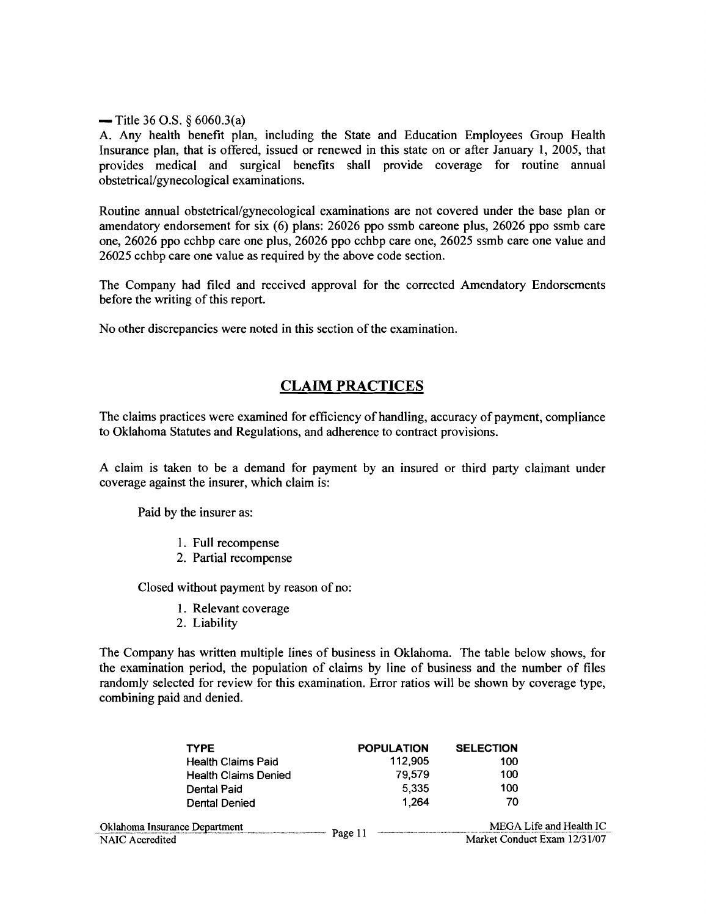— Title 36 O.S. § 6060.3(a)

A. Any health benefit plan, including the State and Education Employees Group Health Insurance plan, that is offered, issued or renewed in this state on or after January 1, 2005, that provides medical and surgical benefits shall provide coverage for routine annual obstetrical/gynecological examinations.

Routine annual obstetrical/gynecological examinations are not covered under the base plan or amendatory endorsement for six (6) plans: 26026 ppo ssmb careone plus, 26026 ppo ssmb care one, 26026 ppo cchbp care one plus, 26026 ppo cchbp care one, 26025 ssmb care one value and 26025 cchbp care one value as required by the above code section.

The Company had filed and received approval for the corrected Amendatory Endorsements before the writing of this report.

No other discrepancies were noted in this section of the examination.

## CLAIM PRACTICES

The claims practices were examined for efficiency of handling, accuracy of payment, compliance to Oklahoma Statutes and Regulations, and adherence to contract provisions.

A claim is taken to be a demand for payment by an insured or third party claimant under coverage against the insurer, which claim is:

Paid by the insurer as:

1. Full recompense
2. Partial recompense

Closed without payment by reason of no:

1. Relevant coverage
2. Liability

The Company has written multiple lines of business in Oklahoma. The table below shows, for the examination period, the population of claims by line of business and the number of files randomly selected for review for this examination. Error ratios will be shown by coverage type, combining paid and denied.

| TYPE | POPULATION | SELECTION |
|---|---|---|
| Health Claims Paid | 112,905 | 100 |
| Health Claims Denied | 79,579 | 100 |
| Dental Paid | 5,335 | 100 |
| Dental Denied | 1,264 | 70 |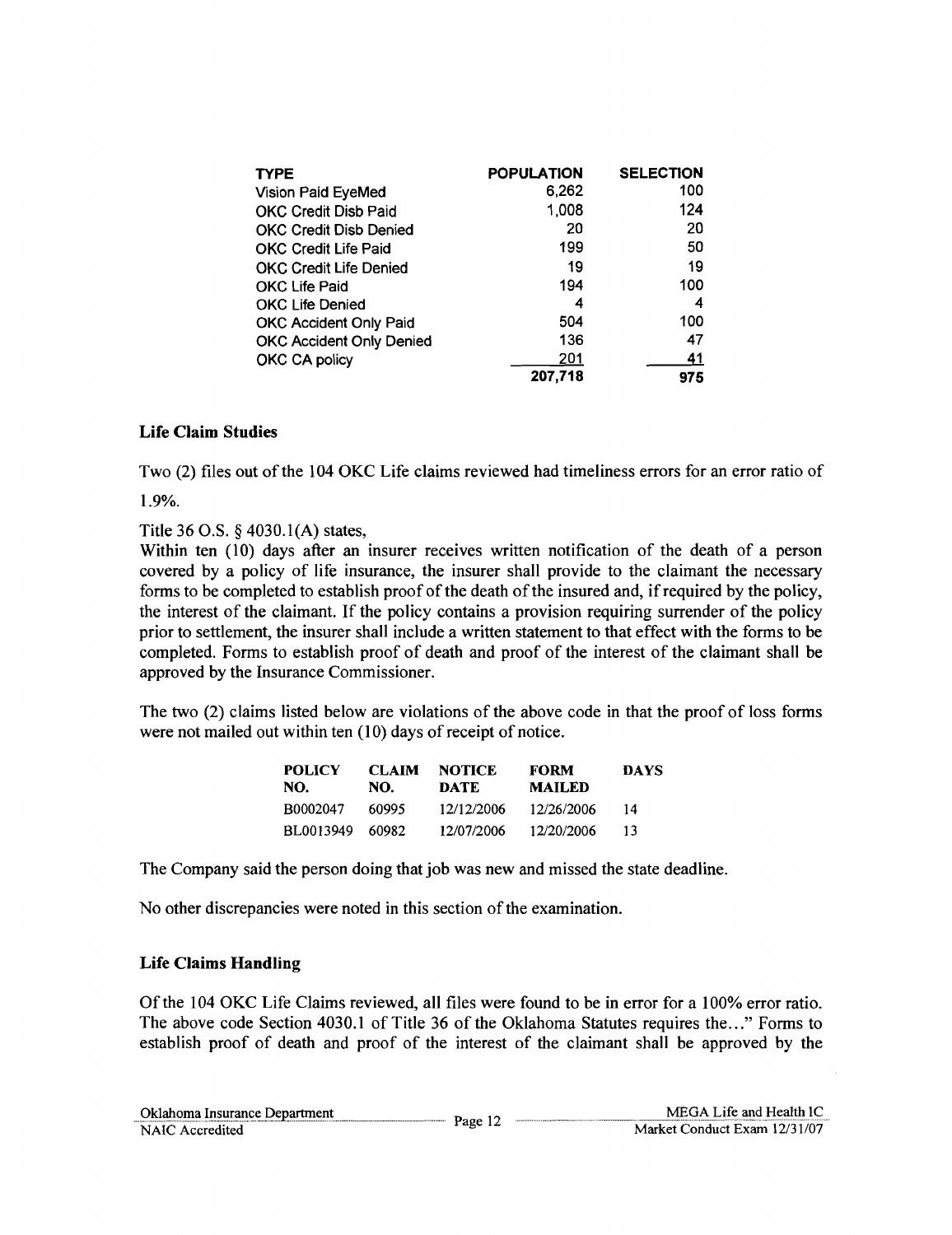| TYPE | POPULATION | SELECTION |
|---|---|---|
| Vision Paid EyeMed | 6,262 | 100 |
| OKC Credit Disb Paid | 1,008 | 124 |
| OKC Credit Disb Denied | 20 | 20 |
| OKC Credit Life Paid | 199 | 50 |
| OKC Credit Life Denied | 19 | 19 |
| OKC Life Paid | 194 | 100 |
| OKC Life Denied | 4 | 4 |
| OKC Accident Only Paid | 504 | 100 |
| OKC Accident Only Denied | 136 | 47 |
| OKC CA policy | 201 | 41 |
| | **207,718** | **975** |

### Life Claim Studies

Two (2) files out of the 104 OKC Life claims reviewed had timeliness errors for an error ratio of 1.9%.

Title 36 O.S. § 4030.1(A) states,
Within ten (10) days after an insurer receives written notification of the death of a person covered by a policy of life insurance, the insurer shall provide to the claimant the necessary forms to be completed to establish proof of the death of the insured and, if required by the policy, the interest of the claimant. If the policy contains a provision requiring surrender of the policy prior to settlement, the insurer shall include a written statement to that effect with the forms to be completed. Forms to establish proof of death and proof of the interest of the claimant shall be approved by the Insurance Commissioner.

The two (2) claims listed below are violations of the above code in that the proof of loss forms were not mailed out within ten (10) days of receipt of notice.

| POLICY NO. | CLAIM NO. | NOTICE DATE | FORM MAILED | DAYS |
|---|---|---|---|---|
| B0002047 | 60995 | 12/12/2006 | 12/26/2006 | 14 |
| BL0013949 | 60982 | 12/07/2006 | 12/20/2006 | 13 |

The Company said the person doing that job was new and missed the state deadline.

No other discrepancies were noted in this section of the examination.

### Life Claims Handling

Of the 104 OKC Life Claims reviewed, all files were found to be in error for a 100% error ratio. The above code Section 4030.1 of Title 36 of the Oklahoma Statutes requires the…" Forms to establish proof of death and proof of the interest of the claimant shall be approved by the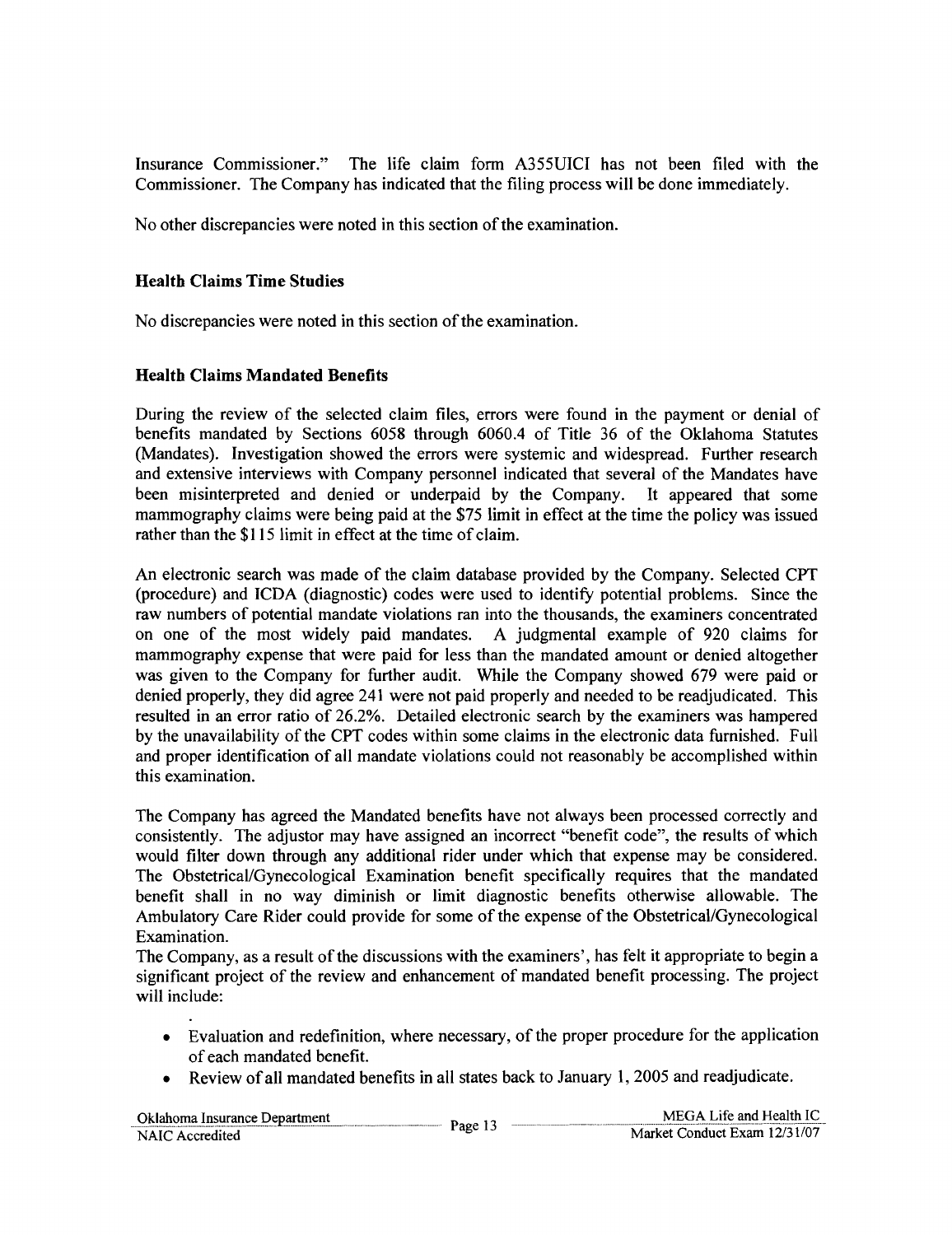Insurance Commissioner." The life claim form A355UICI has not been filed with the Commissioner. The Company has indicated that the filing process will be done immediately.

No other discrepancies were noted in this section of the examination.

### Health Claims Time Studies

No discrepancies were noted in this section of the examination.

### Health Claims Mandated Benefits

During the review of the selected claim files, errors were found in the payment or denial of benefits mandated by Sections 6058 through 6060.4 of Title 36 of the Oklahoma Statutes (Mandates). Investigation showed the errors were systemic and widespread. Further research and extensive interviews with Company personnel indicated that several of the Mandates have been misinterpreted and denied or underpaid by the Company. It appeared that some mammography claims were being paid at the $75 limit in effect at the time the policy was issued rather than the $115 limit in effect at the time of claim.

An electronic search was made of the claim database provided by the Company. Selected CPT (procedure) and ICDA (diagnostic) codes were used to identify potential problems. Since the raw numbers of potential mandate violations ran into the thousands, the examiners concentrated on one of the most widely paid mandates. A judgmental example of 920 claims for mammography expense that were paid for less than the mandated amount or denied altogether was given to the Company for further audit. While the Company showed 679 were paid or denied properly, they did agree 241 were not paid properly and needed to be readjudicated. This resulted in an error ratio of 26.2%. Detailed electronic search by the examiners was hampered by the unavailability of the CPT codes within some claims in the electronic data furnished. Full and proper identification of all mandate violations could not reasonably be accomplished within this examination.

The Company has agreed the Mandated benefits have not always been processed correctly and consistently. The adjustor may have assigned an incorrect "benefit code", the results of which would filter down through any additional rider under which that expense may be considered. The Obstetrical/Gynecological Examination benefit specifically requires that the mandated benefit shall in no way diminish or limit diagnostic benefits otherwise allowable. The Ambulatory Care Rider could provide for some of the expense of the Obstetrical/Gynecological Examination.

The Company, as a result of the discussions with the examiners', has felt it appropriate to begin a significant project of the review and enhancement of mandated benefit processing. The project will include:

- Evaluation and redefinition, where necessary, of the proper procedure for the application of each mandated benefit.
- Review of all mandated benefits in all states back to January 1, 2005 and readjudicate.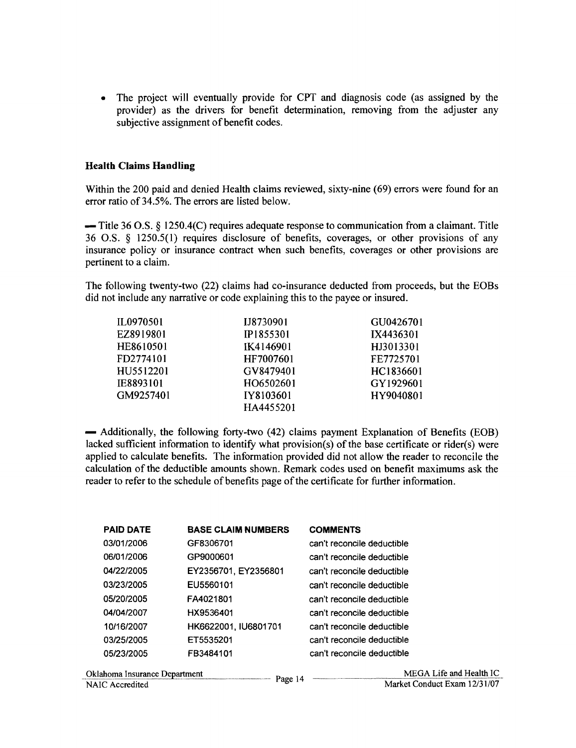- The project will eventually provide for CPT and diagnosis code (as assigned by the provider) as the drivers for benefit determination, removing from the adjuster any subjective assignment of benefit codes.

**Health Claims Handling**

Within the 200 paid and denied Health claims reviewed, sixty-nine (69) errors were found for an error ratio of 34.5%. The errors are listed below.

— Title 36 O.S. § 1250.4(C) requires adequate response to communication from a claimant. Title 36 O.S. § 1250.5(1) requires disclosure of benefits, coverages, or other provisions of any insurance policy or insurance contract when such benefits, coverages or other provisions are pertinent to a claim.

The following twenty-two (22) claims had co-insurance deducted from proceeds, but the EOBs did not include any narrative or code explaining this to the payee or insured.

| | | |
|---|---|---|
| IL0970501 | IJ8730901 | GU0426701 |
| EZ8919801 | IP1855301 | IX4436301 |
| HE8610501 | IK4146901 | HJ3013301 |
| FD2774101 | HF7007601 | FE7725701 |
| HU5512201 | GV8479401 | HC1836601 |
| IE8893101 | HO6502601 | GY1929601 |
| GM9257401 | IY8103601 | HY9040801 |
| | HA4455201 | |

— Additionally, the following forty-two (42) claims payment Explanation of Benefits (EOB) lacked sufficient information to identify what provision(s) of the base certificate or rider(s) were applied to calculate benefits. The information provided did not allow the reader to reconcile the calculation of the deductible amounts shown. Remark codes used on benefit maximums ask the reader to refer to the schedule of benefits page of the certificate for further information.

| PAID DATE | BASE CLAIM NUMBERS | COMMENTS |
|---|---|---|
| 03/01/2006 | GF8306701 | can't reconcile deductible |
| 06/01/2006 | GP9000601 | can't reconcile deductible |
| 04/22/2005 | EY2356701, EY2356801 | can't reconcile deductible |
| 03/23/2005 | EU5560101 | can't reconcile deductible |
| 05/20/2005 | FA4021801 | can't reconcile deductible |
| 04/04/2007 | HX9536401 | can't reconcile deductible |
| 10/16/2007 | HK6622001, IU6801701 | can't reconcile deductible |
| 03/25/2005 | ET5535201 | can't reconcile deductible |
| 05/23/2005 | FB3484101 | can't reconcile deductible |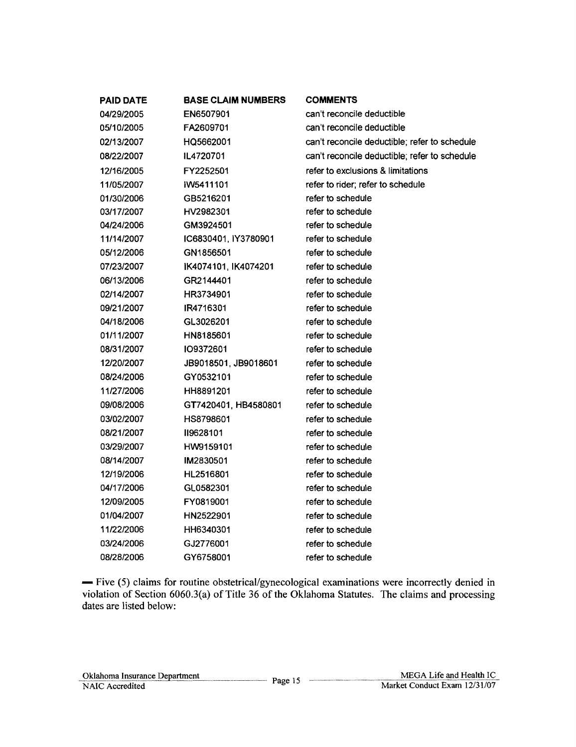| PAID DATE | BASE CLAIM NUMBERS | COMMENTS |
|---|---|---|
| 04/29/2005 | EN6507901 | can't reconcile deductible |
| 05/10/2005 | FA2609701 | can't reconcile deductible |
| 02/13/2007 | HQ5662001 | can't reconcile deductible; refer to schedule |
| 08/22/2007 | IL4720701 | can't reconcile deductible; refer to schedule |
| 12/16/2005 | FY2252501 | refer to exclusions & limitations |
| 11/05/2007 | IW5411101 | refer to rider; refer to schedule |
| 01/30/2006 | GB5216201 | refer to schedule |
| 03/17/2007 | HV2982301 | refer to schedule |
| 04/24/2006 | GM3924501 | refer to schedule |
| 11/14/2007 | IC6830401, IY3780901 | refer to schedule |
| 05/12/2006 | GN1856501 | refer to schedule |
| 07/23/2007 | IK4074101, IK4074201 | refer to schedule |
| 06/13/2006 | GR2144401 | refer to schedule |
| 02/14/2007 | HR3734901 | refer to schedule |
| 09/21/2007 | IR4716301 | refer to schedule |
| 04/18/2006 | GL3026201 | refer to schedule |
| 01/11/2007 | HN8185601 | refer to schedule |
| 08/31/2007 | IO9372601 | refer to schedule |
| 12/20/2007 | JB9018501, JB9018601 | refer to schedule |
| 08/24/2006 | GY0532101 | refer to schedule |
| 11/27/2006 | HH8891201 | refer to schedule |
| 09/08/2006 | GT7420401, HB4580801 | refer to schedule |
| 03/02/2007 | HS8798601 | refer to schedule |
| 08/21/2007 | II9628101 | refer to schedule |
| 03/29/2007 | HW9159101 | refer to schedule |
| 08/14/2007 | IM2830501 | refer to schedule |
| 12/19/2006 | HL2516801 | refer to schedule |
| 04/17/2006 | GL0582301 | refer to schedule |
| 12/09/2005 | FY0819001 | refer to schedule |
| 01/04/2007 | HN2522901 | refer to schedule |
| 11/22/2006 | HH6340301 | refer to schedule |
| 03/24/2006 | GJ2776001 | refer to schedule |
| 08/28/2006 | GY6758001 | refer to schedule |

— Five (5) claims for routine obstetrical/gynecological examinations were incorrectly denied in violation of Section 6060.3(a) of Title 36 of the Oklahoma Statutes. The claims and processing dates are listed below: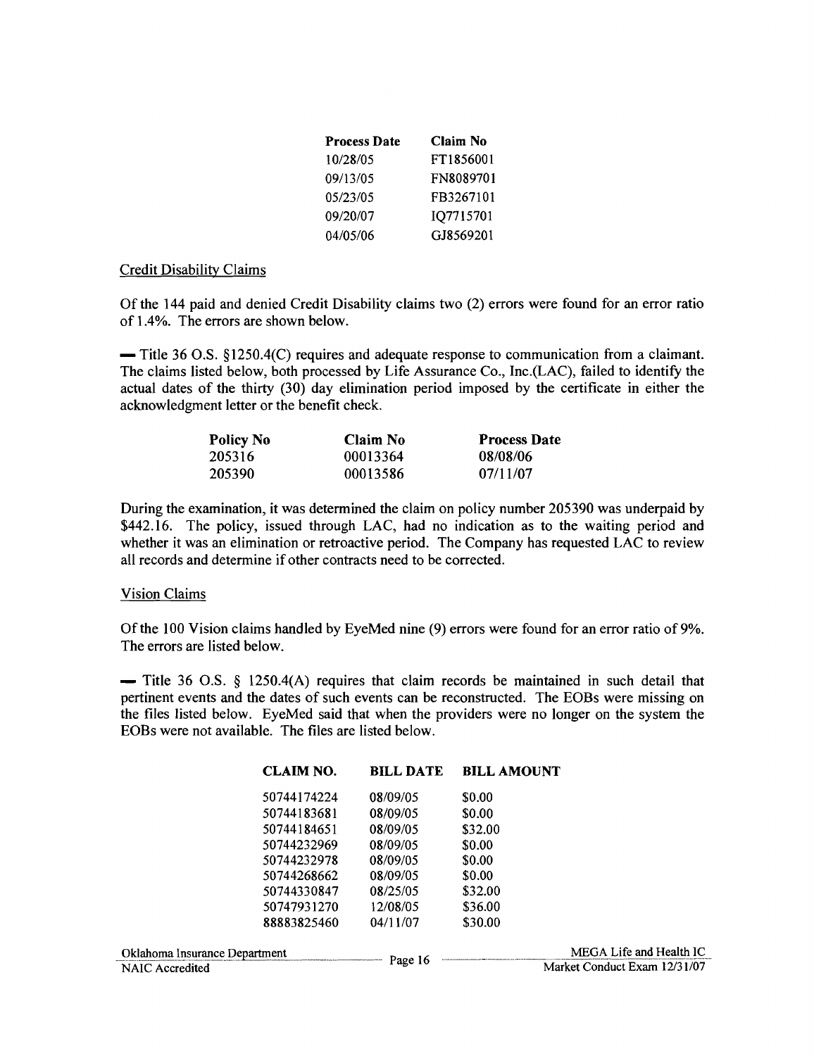| Process Date | Claim No |
|---|---|
| 10/28/05 | FT1856001 |
| 09/13/05 | FN8089701 |
| 05/23/05 | FB3267101 |
| 09/20/07 | IQ7715701 |
| 04/05/06 | GJ8569201 |

Credit Disability Claims

Of the 144 paid and denied Credit Disability claims two (2) errors were found for an error ratio of 1.4%. The errors are shown below.

— Title 36 O.S. §1250.4(C) requires and adequate response to communication from a claimant. The claims listed below, both processed by Life Assurance Co., Inc.(LAC), failed to identify the actual dates of the thirty (30) day elimination period imposed by the certificate in either the acknowledgment letter or the benefit check.

| Policy No | Claim No | Process Date |
|---|---|---|
| 205316 | 00013364 | 08/08/06 |
| 205390 | 00013586 | 07/11/07 |

During the examination, it was determined the claim on policy number 205390 was underpaid by $442.16. The policy, issued through LAC, had no indication as to the waiting period and whether it was an elimination or retroactive period. The Company has requested LAC to review all records and determine if other contracts need to be corrected.

Vision Claims

Of the 100 Vision claims handled by EyeMed nine (9) errors were found for an error ratio of 9%. The errors are listed below.

— Title 36 O.S. § 1250.4(A) requires that claim records be maintained in such detail that pertinent events and the dates of such events can be reconstructed. The EOBs were missing on the files listed below. EyeMed said that when the providers were no longer on the system the EOBs were not available. The files are listed below.

| CLAIM NO. | BILL DATE | BILL AMOUNT |
|---|---|---|
| 50744174224 | 08/09/05 | $0.00 |
| 50744183681 | 08/09/05 | $0.00 |
| 50744184651 | 08/09/05 | $32.00 |
| 50744232969 | 08/09/05 | $0.00 |
| 50744232978 | 08/09/05 | $0.00 |
| 50744268662 | 08/09/05 | $0.00 |
| 50744330847 | 08/25/05 | $32.00 |
| 50747931270 | 12/08/05 | $36.00 |
| 88883825460 | 04/11/07 | $30.00 |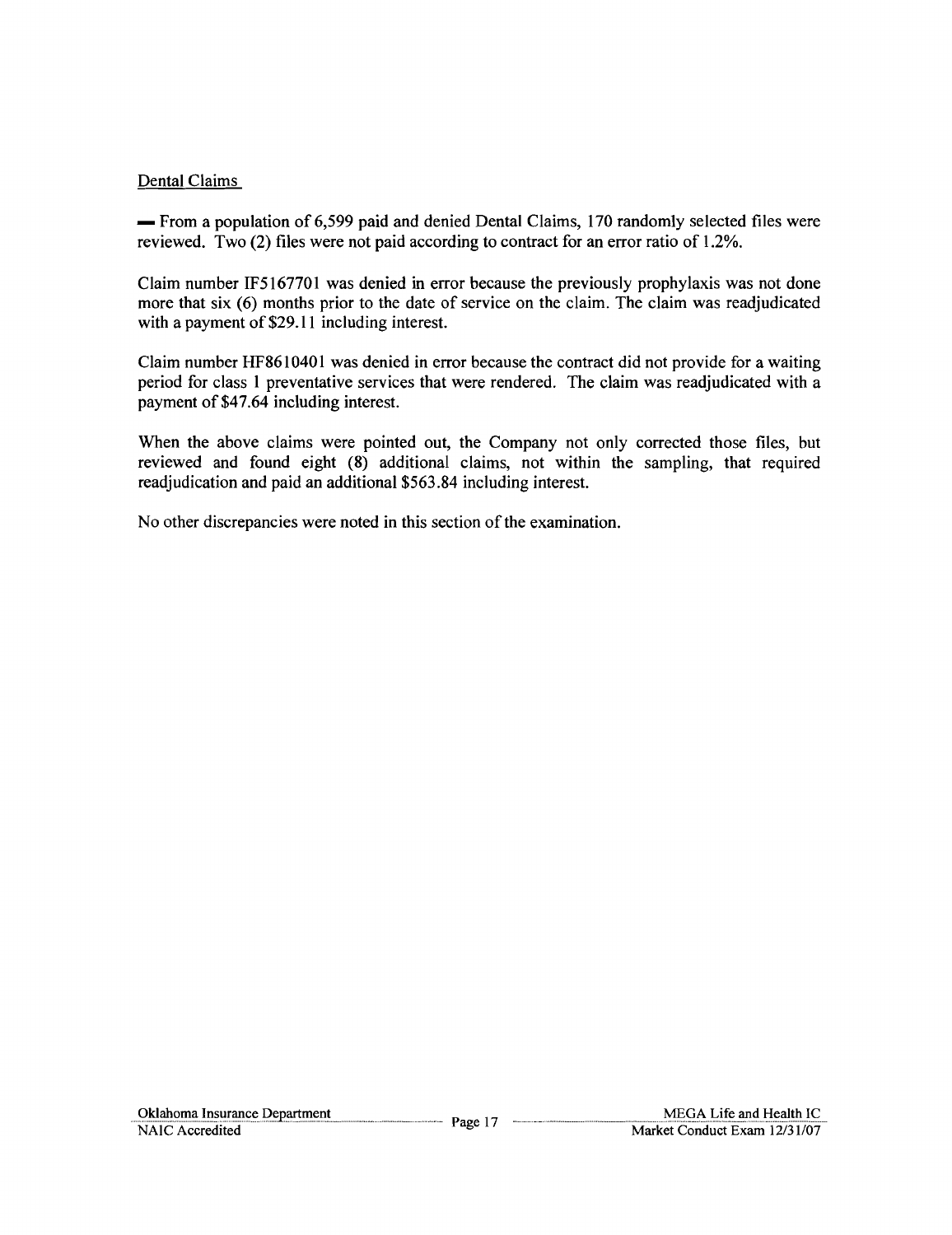Dental Claims

— From a population of 6,599 paid and denied Dental Claims, 170 randomly selected files were reviewed. Two (2) files were not paid according to contract for an error ratio of 1.2%.

Claim number IF5167701 was denied in error because the previously prophylaxis was not done more that six (6) months prior to the date of service on the claim. The claim was readjudicated with a payment of $29.11 including interest.

Claim number HF8610401 was denied in error because the contract did not provide for a waiting period for class 1 preventative services that were rendered. The claim was readjudicated with a payment of $47.64 including interest.

When the above claims were pointed out, the Company not only corrected those files, but reviewed and found eight (8) additional claims, not within the sampling, that required readjudication and paid an additional $563.84 including interest.

No other discrepancies were noted in this section of the examination.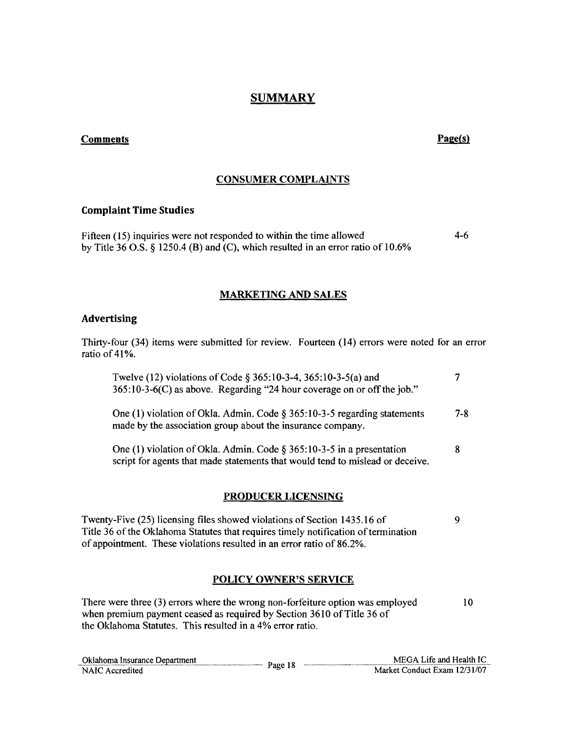# SUMMARY

| **Comments** | **Page(s)** |
|---|---|

## CONSUMER COMPLAINTS

### Complaint Time Studies

| | |
|---|---|
| Fifteen (15) inquiries were not responded to within the time allowed by Title 36 O.S. § 1250.4 (B) and (C), which resulted in an error ratio of 10.6% | 4-6 |

## MARKETING AND SALES

### Advertising

Thirty-four (34) items were submitted for review. Fourteen (14) errors were noted for an error ratio of 41%.

| | |
|---|---|
| Twelve (12) violations of Code § 365:10-3-4, 365:10-3-5(a) and 365:10-3-6(C) as above. Regarding "24 hour coverage on or off the job." | 7 |
| One (1) violation of Okla. Admin. Code § 365:10-3-5 regarding statements made by the association group about the insurance company. | 7-8 |
| One (1) violation of Okla. Admin. Code § 365:10-3-5 in a presentation script for agents that made statements that would tend to mislead or deceive. | 8 |

## PRODUCER LICENSING

| | |
|---|---|
| Twenty-Five (25) licensing files showed violations of Section 1435.16 of Title 36 of the Oklahoma Statutes that requires timely notification of termination of appointment. These violations resulted in an error ratio of 86.2%. | 9 |

## POLICY OWNER'S SERVICE

| | |
|---|---|
| There were three (3) errors where the wrong non-forfeiture option was employed when premium payment ceased as required by Section 3610 of Title 36 of the Oklahoma Statutes. This resulted in a 4% error ratio. | 10 |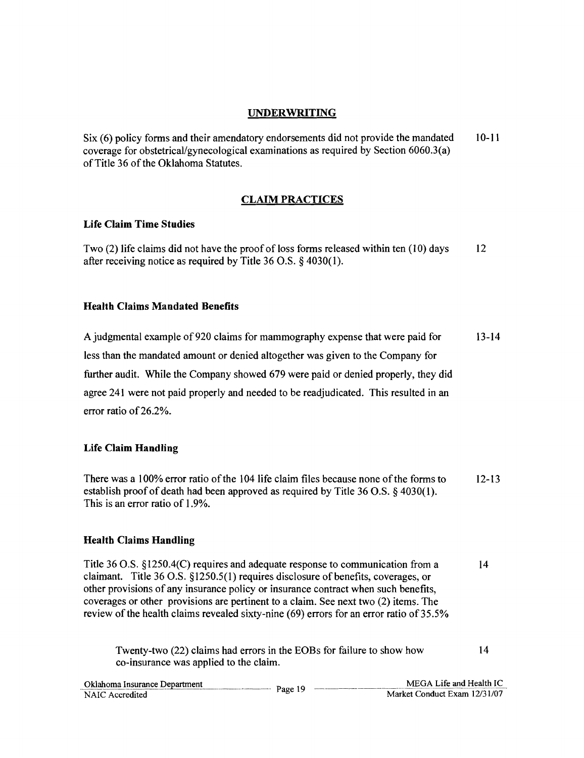## UNDERWRITING

Six (6) policy forms and their amendatory endorsements did not provide the mandated coverage for obstetrical/gynecological examinations as required by Section 6060.3(a) of Title 36 of the Oklahoma Statutes. 10-11

## CLAIM PRACTICES

### Life Claim Time Studies

Two (2) life claims did not have the proof of loss forms released within ten (10) days after receiving notice as required by Title 36 O.S. § 4030(1). 12

### Health Claims Mandated Benefits

A judgmental example of 920 claims for mammography expense that were paid for less than the mandated amount or denied altogether was given to the Company for further audit. While the Company showed 679 were paid or denied properly, they did agree 241 were not paid properly and needed to be readjudicated. This resulted in an error ratio of 26.2%. 13-14

### Life Claim Handling

There was a 100% error ratio of the 104 life claim files because none of the forms to establish proof of death had been approved as required by Title 36 O.S. § 4030(1). This is an error ratio of 1.9%. 12-13

### Health Claims Handling

Title 36 O.S. §1250.4(C) requires and adequate response to communication from a claimant. Title 36 O.S. §1250.5(1) requires disclosure of benefits, coverages, or other provisions of any insurance policy or insurance contract when such benefits, coverages or other provisions are pertinent to a claim. See next two (2) items. The review of the health claims revealed sixty-nine (69) errors for an error ratio of 35.5% 14

> Twenty-two (22) claims had errors in the EOBs for failure to show how co-insurance was applied to the claim. 14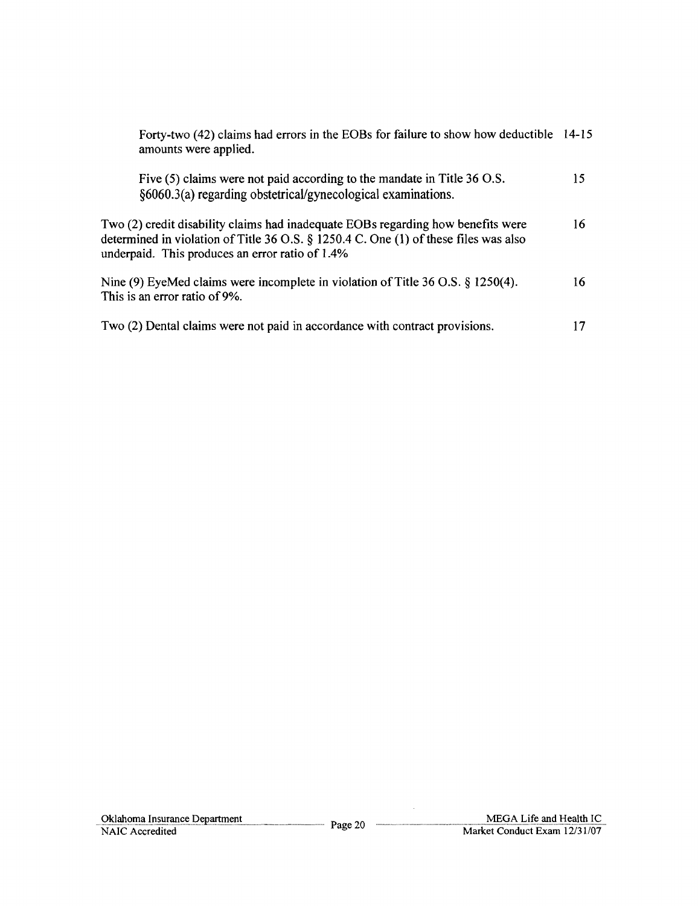Forty-two (42) claims had errors in the EOBs for failure to show how deductible amounts were applied. 14-15

Five (5) claims were not paid according to the mandate in Title 36 O.S. §6060.3(a) regarding obstetrical/gynecological examinations. 15

Two (2) credit disability claims had inadequate EOBs regarding how benefits were determined in violation of Title 36 O.S. § 1250.4 C. One (1) of these files was also underpaid. This produces an error ratio of 1.4% 16

Nine (9) EyeMed claims were incomplete in violation of Title 36 O.S. § 1250(4). This is an error ratio of 9%. 16

Two (2) Dental claims were not paid in accordance with contract provisions. 17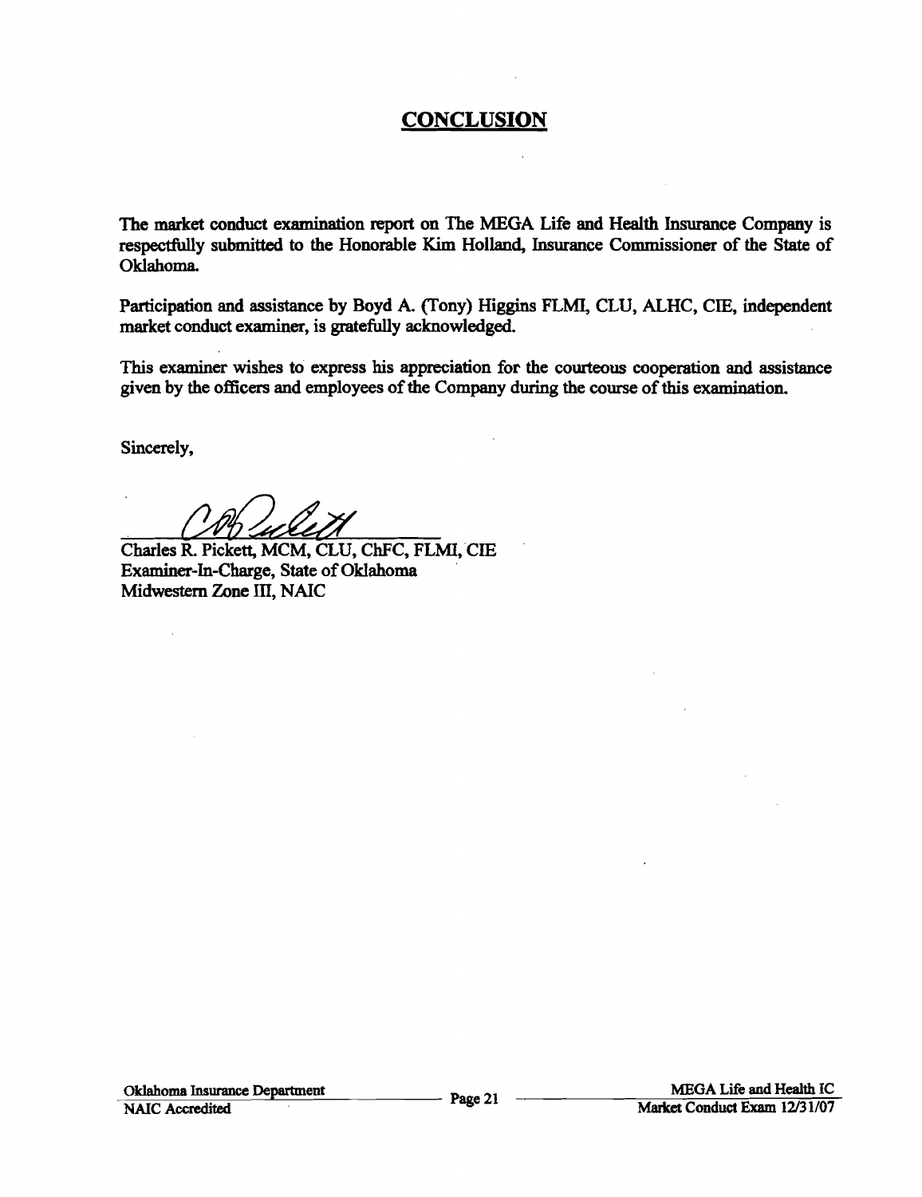## CONCLUSION

The market conduct examination report on The MEGA Life and Health Insurance Company is respectfully submitted to the Honorable Kim Holland, Insurance Commissioner of the State of Oklahoma.

Participation and assistance by Boyd A. (Tony) Higgins FLMI, CLU, ALHC, CIE, independent market conduct examiner, is gratefully acknowledged.

This examiner wishes to express his appreciation for the courteous cooperation and assistance given by the officers and employees of the Company during the course of this examination.

Sincerely,

Charles R. Pickett, MCM, CLU, ChFC, FLMI, CIE
Examiner-In-Charge, State of Oklahoma
Midwestern Zone III, NAIC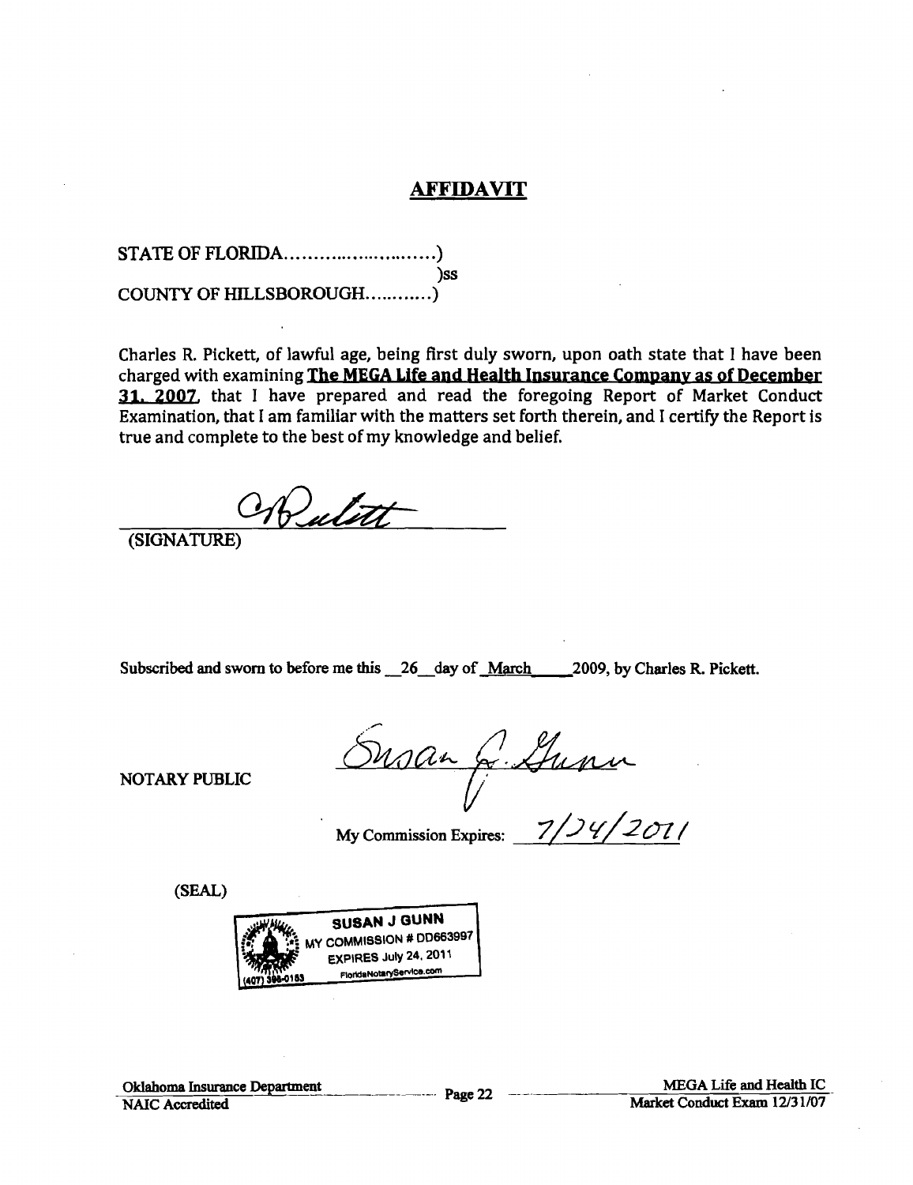# AFFIDAVIT

STATE OF FLORIDA.........................)
)ss
COUNTY OF HILLSBOROUGH............)

Charles R. Pickett, of lawful age, being first duly sworn, upon oath state that I have been charged with examining **The MEGA Life and Health Insurance Company as of December 31, 2007**, that I have prepared and read the foregoing Report of Market Conduct Examination, that I am familiar with the matters set forth therein, and I certify the Report is true and complete to the best of my knowledge and belief.

CRPickett

(SIGNATURE)

Subscribed and sworn to before me this 26 day of March 2009, by Charles R. Pickett.

NOTARY PUBLIC

Susan J. Gunn

My Commission Expires: 7/24/2011

(SEAL)

SUSAN J GUNN
MY COMMISSION # DD663997
EXPIRES July 24, 2011
(407) 398-0153 FloridaNotaryService.com